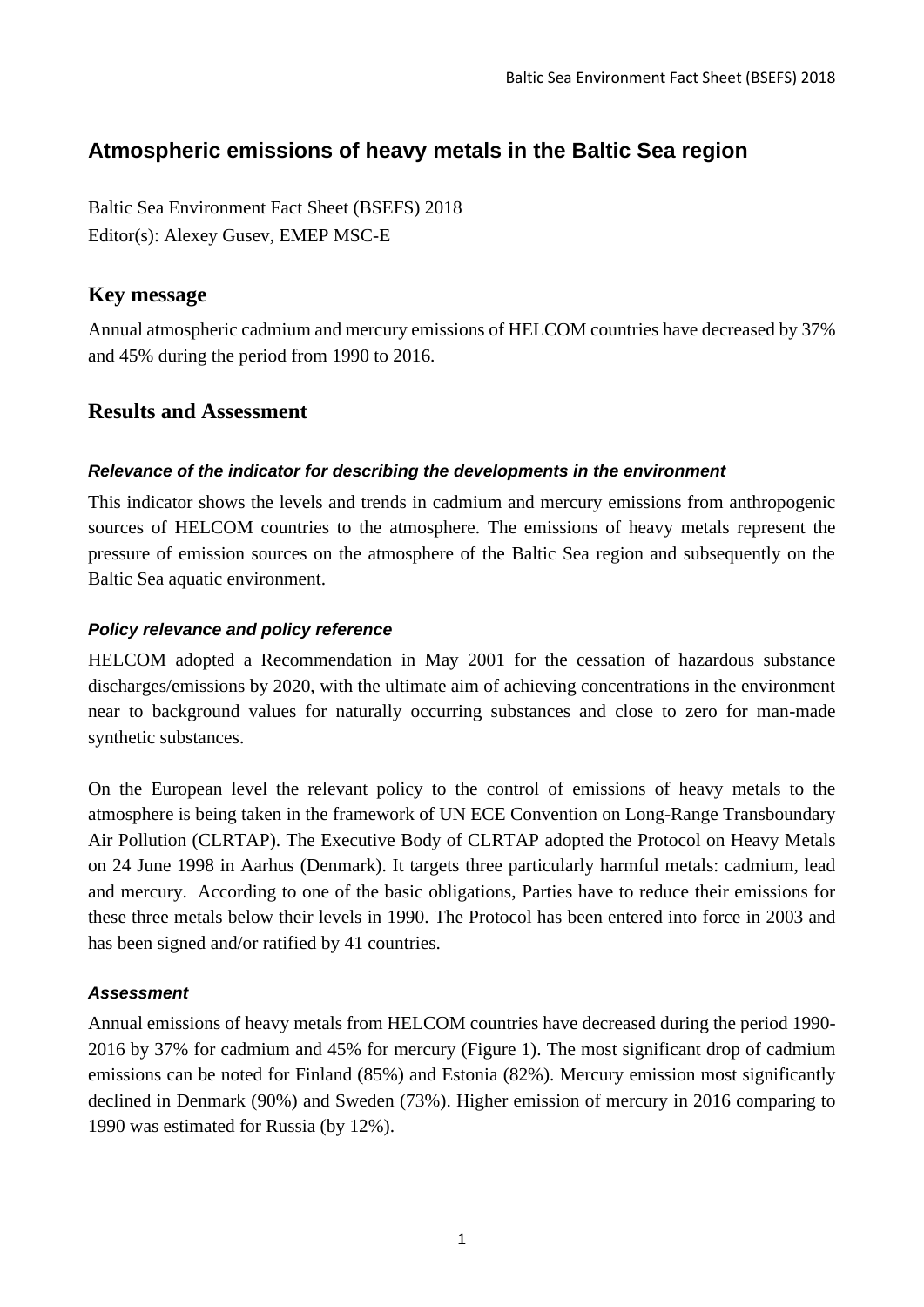# Atmospheric emissions of heavy metals in the Baltic Sea region

Baltic Sea Environment Fact Sheet (BSEFS) 2018
Editor(s): Alexey Gusev, EMEP MSC-E

## Key message

Annual atmospheric cadmium and mercury emissions of HELCOM countries have decreased by 37% and 45% during the period from 1990 to 2016.

## Results and Assessment

#### *Relevance of the indicator for describing the developments in the environment*

This indicator shows the levels and trends in cadmium and mercury emissions from anthropogenic sources of HELCOM countries to the atmosphere. The emissions of heavy metals represent the pressure of emission sources on the atmosphere of the Baltic Sea region and subsequently on the Baltic Sea aquatic environment.

#### *Policy relevance and policy reference*

HELCOM adopted a Recommendation in May 2001 for the cessation of hazardous substance discharges/emissions by 2020, with the ultimate aim of achieving concentrations in the environment near to background values for naturally occurring substances and close to zero for man-made synthetic substances.

On the European level the relevant policy to the control of emissions of heavy metals to the atmosphere is being taken in the framework of UN ECE Convention on Long-Range Transboundary Air Pollution (CLRTAP). The Executive Body of CLRTAP adopted the Protocol on Heavy Metals on 24 June 1998 in Aarhus (Denmark). It targets three particularly harmful metals: cadmium, lead and mercury. According to one of the basic obligations, Parties have to reduce their emissions for these three metals below their levels in 1990. The Protocol has been entered into force in 2003 and has been signed and/or ratified by 41 countries.

#### *Assessment*

Annual emissions of heavy metals from HELCOM countries have decreased during the period 1990-2016 by 37% for cadmium and 45% for mercury (Figure 1). The most significant drop of cadmium emissions can be noted for Finland (85%) and Estonia (82%). Mercury emission most significantly declined in Denmark (90%) and Sweden (73%). Higher emission of mercury in 2016 comparing to 1990 was estimated for Russia (by 12%).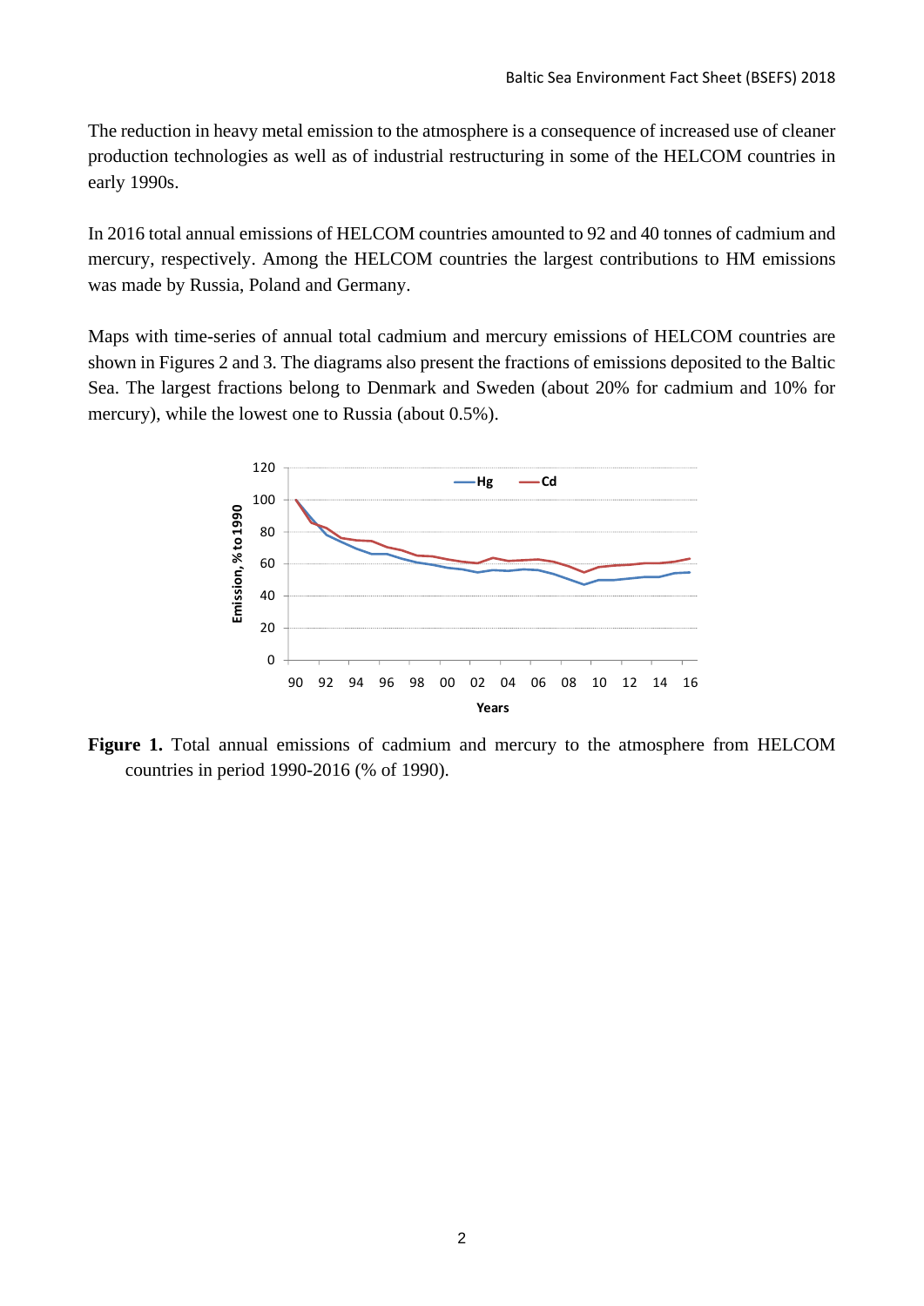The reduction in heavy metal emission to the atmosphere is a consequence of increased use of cleaner production technologies as well as of industrial restructuring in some of the HELCOM countries in early 1990s.

In 2016 total annual emissions of HELCOM countries amounted to 92 and 40 tonnes of cadmium and mercury, respectively. Among the HELCOM countries the largest contributions to HM emissions was made by Russia, Poland and Germany.

Maps with time-series of annual total cadmium and mercury emissions of HELCOM countries are shown in Figures 2 and 3. The diagrams also present the fractions of emissions deposited to the Baltic Sea. The largest fractions belong to Denmark and Sweden (about 20% for cadmium and 10% for mercury), while the lowest one to Russia (about 0.5%).

**Figure 1.** Total annual emissions of cadmium and mercury to the atmosphere from HELCOM countries in period 1990-2016 (% of 1990).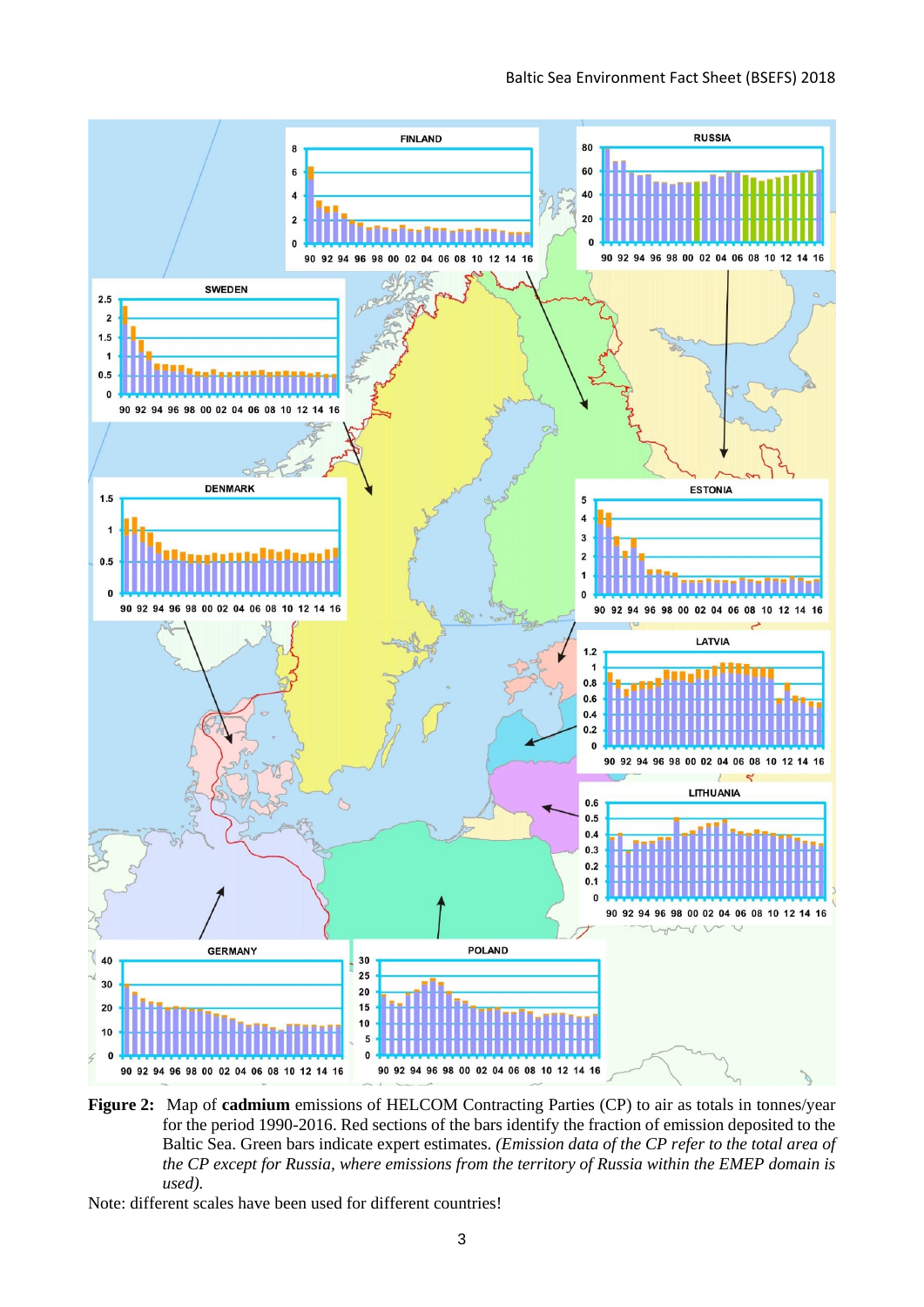**Figure 2:** Map of **cadmium** emissions of HELCOM Contracting Parties (CP) to air as totals in tonnes/year for the period 1990-2016. Red sections of the bars identify the fraction of emission deposited to the Baltic Sea. Green bars indicate expert estimates. *(Emission data of the CP refer to the total area of the CP except for Russia, where emissions from the territory of Russia within the EMEP domain is used).*

Note: different scales have been used for different countries!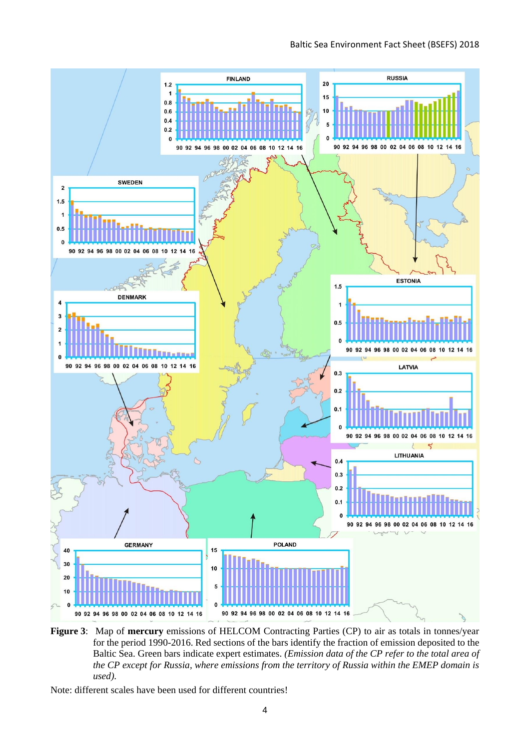**Figure 3**: Map of **mercury** emissions of HELCOM Contracting Parties (CP) to air as totals in tonnes/year for the period 1990-2016. Red sections of the bars identify the fraction of emission deposited to the Baltic Sea. Green bars indicate expert estimates. *(Emission data of the CP refer to the total area of the CP except for Russia, where emissions from the territory of Russia within the EMEP domain is used).*

Note: different scales have been used for different countries!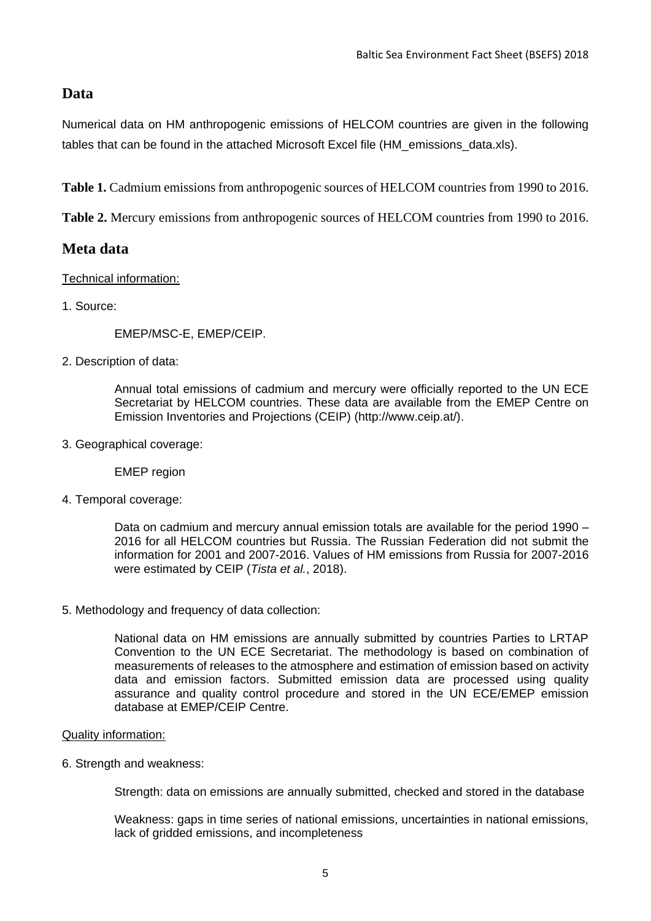## Data

Numerical data on HM anthropogenic emissions of HELCOM countries are given in the following tables that can be found in the attached Microsoft Excel file (HM_emissions_data.xls).

**Table 1.** Cadmium emissions from anthropogenic sources of HELCOM countries from 1990 to 2016.

**Table 2.** Mercury emissions from anthropogenic sources of HELCOM countries from 1990 to 2016.

## Meta data

Technical information:

1. Source:

   EMEP/MSC-E, EMEP/CEIP.

2. Description of data:

   Annual total emissions of cadmium and mercury were officially reported to the UN ECE Secretariat by HELCOM countries. These data are available from the EMEP Centre on Emission Inventories and Projections (CEIP) (http://www.ceip.at/).

3. Geographical coverage:

   EMEP region

4. Temporal coverage:

   Data on cadmium and mercury annual emission totals are available for the period 1990 – 2016 for all HELCOM countries but Russia. The Russian Federation did not submit the information for 2001 and 2007-2016. Values of HM emissions from Russia for 2007-2016 were estimated by CEIP (*Tista et al.*, 2018).

5. Methodology and frequency of data collection:

   National data on HM emissions are annually submitted by countries Parties to LRTAP Convention to the UN ECE Secretariat. The methodology is based on combination of measurements of releases to the atmosphere and estimation of emission based on activity data and emission factors. Submitted emission data are processed using quality assurance and quality control procedure and stored in the UN ECE/EMEP emission database at EMEP/CEIP Centre.

Quality information:

6. Strength and weakness:

   Strength: data on emissions are annually submitted, checked and stored in the database

   Weakness: gaps in time series of national emissions, uncertainties in national emissions, lack of gridded emissions, and incompleteness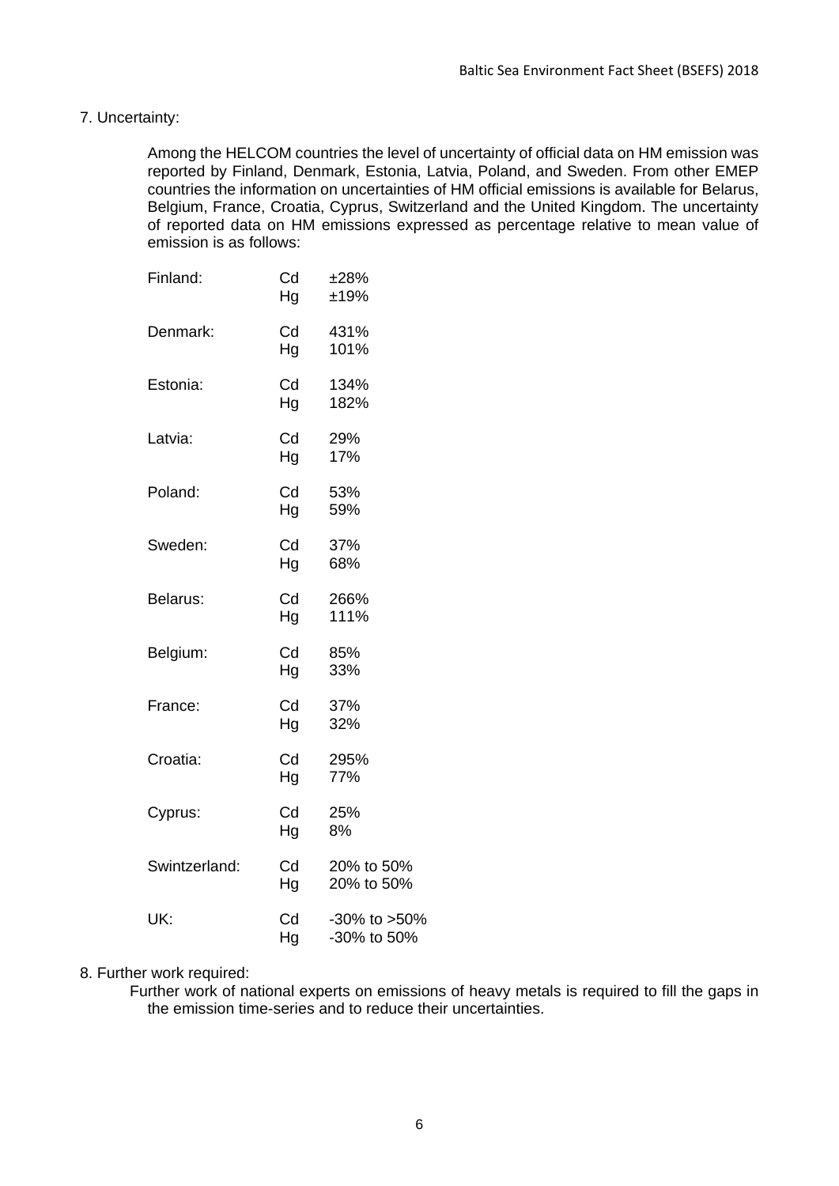7. Uncertainty:

Among the HELCOM countries the level of uncertainty of official data on HM emission was reported by Finland, Denmark, Estonia, Latvia, Poland, and Sweden. From other EMEP countries the information on uncertainties of HM official emissions is available for Belarus, Belgium, France, Croatia, Cyprus, Switzerland and the United Kingdom. The uncertainty of reported data on HM emissions expressed as percentage relative to mean value of emission is as follows:

| | | |
|---|---|---|
| Finland: | Cd | ±28% |
| | Hg | ±19% |
| Denmark: | Cd | 431% |
| | Hg | 101% |
| Estonia: | Cd | 134% |
| | Hg | 182% |
| Latvia: | Cd | 29% |
| | Hg | 17% |
| Poland: | Cd | 53% |
| | Hg | 59% |
| Sweden: | Cd | 37% |
| | Hg | 68% |
| Belarus: | Cd | 266% |
| | Hg | 111% |
| Belgium: | Cd | 85% |
| | Hg | 33% |
| France: | Cd | 37% |
| | Hg | 32% |
| Croatia: | Cd | 295% |
| | Hg | 77% |
| Cyprus: | Cd | 25% |
| | Hg | 8% |
| Swintzerland: | Cd | 20% to 50% |
| | Hg | 20% to 50% |
| UK: | Cd | -30% to >50% |
| | Hg | -30% to 50% |

8. Further work required:

Further work of national experts on emissions of heavy metals is required to fill the gaps in the emission time-series and to reduce their uncertainties.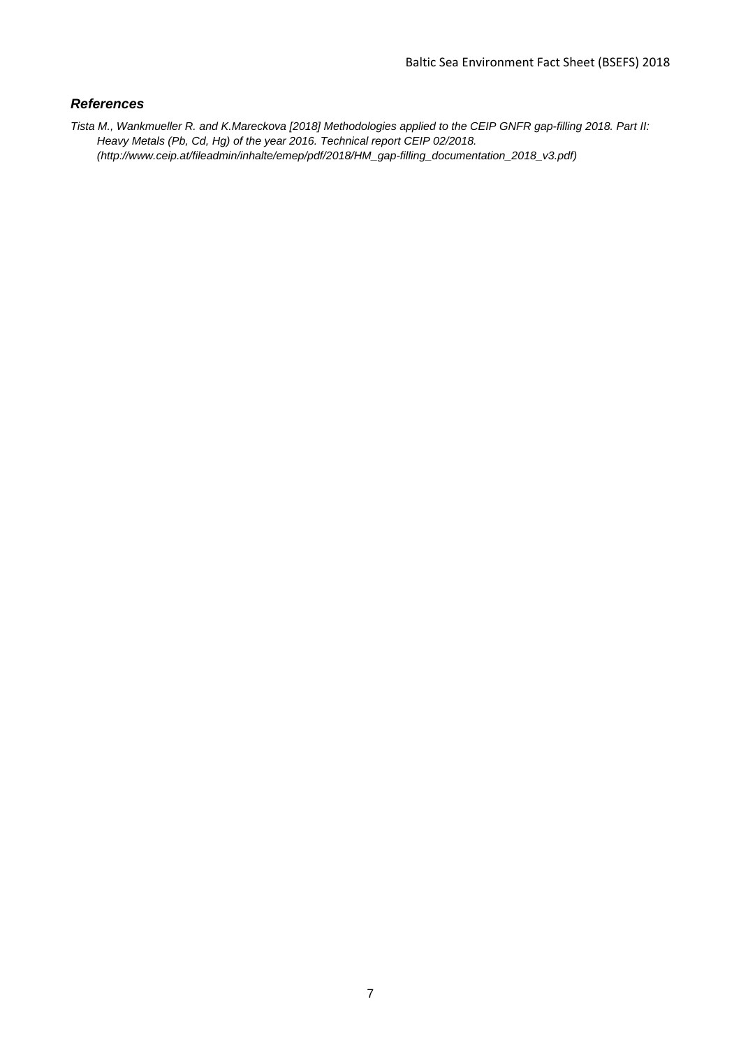### *References*

*Tista M., Wankmueller R. and K.Mareckova [2018] Methodologies applied to the CEIP GNFR gap-filling 2018. Part II: Heavy Metals (Pb, Cd, Hg) of the year 2016. Technical report CEIP 02/2018. (http://www.ceip.at/fileadmin/inhalte/emep/pdf/2018/HM_gap-filling_documentation_2018_v3.pdf)*